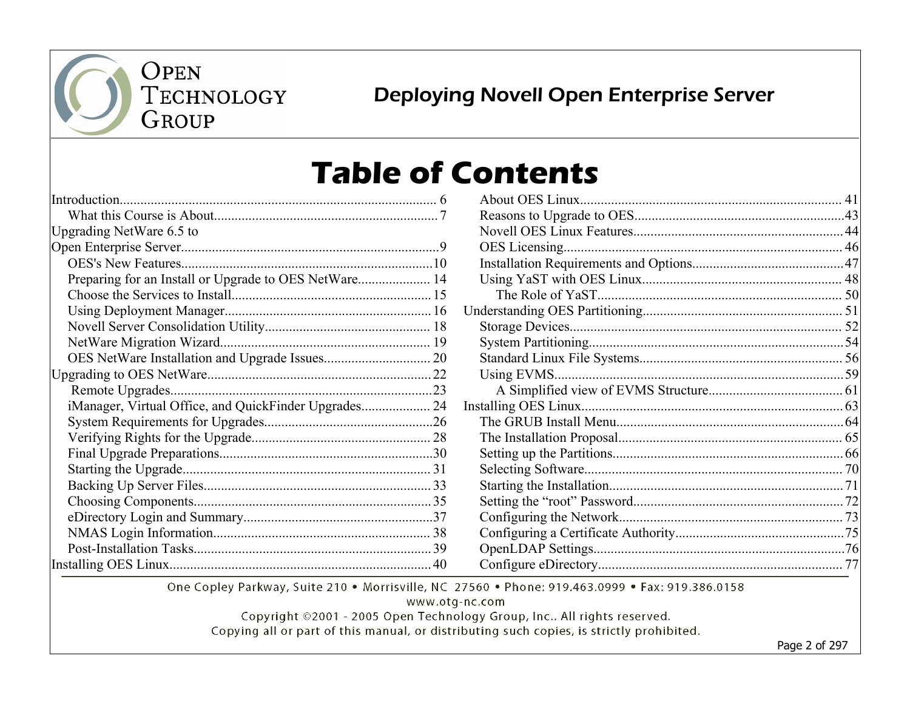# Table of Contents

- Introduction........................................................................................ 6
  - What this Course is About................................................................ 7
- Upgrading NetWare 6.5 to Open Enterprise Server..........................................................................9
  - OES's New Features........................................................................10
  - Preparing for an Install or Upgrade to OES NetWare..................... 14
  - Choose the Services to Install......................................................... 15
  - Using Deployment Manager........................................................... 16
  - Novell Server Consolidation Utility................................................ 18
  - NetWare Migration Wizard............................................................. 19
  - OES NetWare Installation and Upgrade Issues............................... 20
- Upgrading to OES NetWare................................................................ 22
  - Remote Upgrades...........................................................................23
  - iManager, Virtual Office, and QuickFinder Upgrades.................... 24
  - System Requirements for Upgrades................................................26
  - Verifying Rights for the Upgrade.................................................... 28
  - Final Upgrade Preparations.............................................................30
  - Starting the Upgrade....................................................................... 31
  - Backing Up Server Files................................................................. 33
  - Choosing Components.................................................................... 35
  - eDirectory Login and Summary......................................................37
  - NMAS Login Information.............................................................. 38
  - Post-Installation Tasks.................................................................... 39
- Installing OES Linux........................................................................... 40
  - About OES Linux........................................................................... 41
  - Reasons to Upgrade to OES............................................................43
  - Novell OES Linux Features............................................................ 44
  - OES Licensing................................................................................ 46
  - Installation Requirements and Options............................................47
  - Using YaST with OES Linux.......................................................... 48
    - The Role of YaST...................................................................... 50
- Understanding OES Partitioning......................................................... 51
  - Storage Devices............................................................................... 52
  - System Partitioning.........................................................................54
  - Standard Linux File Systems........................................................... 56
  - Using EVMS....................................................................................59
    - A Simplified view of EVMS Structure....................................... 61
- Installing OES Linux............................................................................ 63
  - The GRUB Install Menu..................................................................64
  - The Installation Proposal................................................................. 65
  - Setting up the Partitions...................................................................66
  - Selecting Software........................................................................... 70
  - Starting the Installation....................................................................71
  - Setting the "root" Password.............................................................72
  - Configuring the Network................................................................. 73
  - Configuring a Certificate Authority.................................................75
  - OpenLDAP Settings.........................................................................76
  - Configure eDirectory....................................................................... 77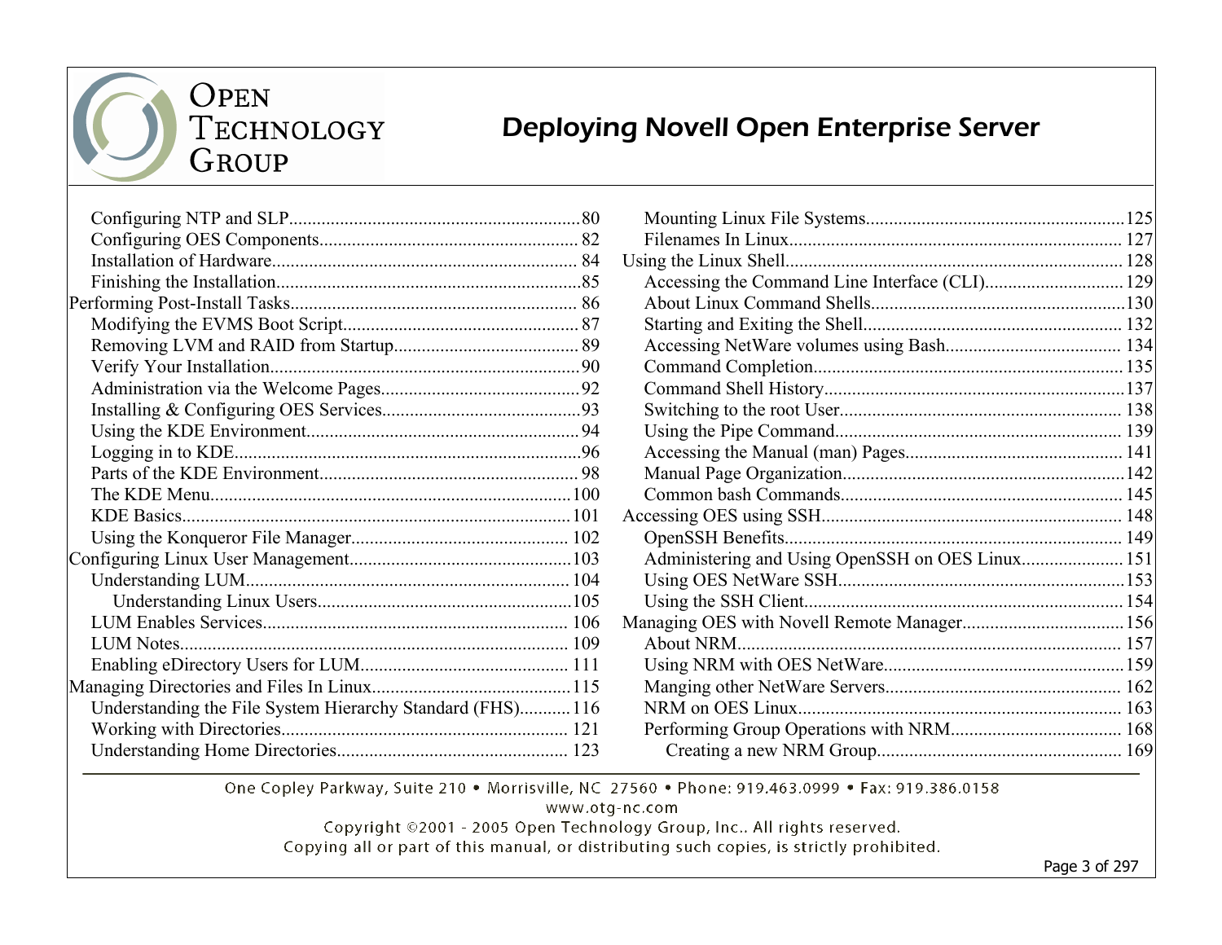- Configuring NTP and SLP........80
- Configuring OES Components........82
- Installation of Hardware........84
- Finishing the Installation........85

Performing Post-Install Tasks........86

- Modifying the EVMS Boot Script........87
- Removing LVM and RAID from Startup........89
- Verify Your Installation........90
- Administration via the Welcome Pages........92
- Installing & Configuring OES Services........93
- Using the KDE Environment........94
- Logging in to KDE........96
- Parts of the KDE Environment........98
- The KDE Menu........100
- KDE Basics........101
- Using the Konqueror File Manager........102

Configuring Linux User Management........103

- Understanding LUM........104
  - Understanding Linux Users........105
- LUM Enables Services........106
- LUM Notes........109
- Enabling eDirectory Users for LUM........111

Managing Directories and Files In Linux........115

- Understanding the File System Hierarchy Standard (FHS)........116
- Working with Directories........121
- Understanding Home Directories........123
- Mounting Linux File Systems........125
- Filenames In Linux........127

Using the Linux Shell........128

- Accessing the Command Line Interface (CLI)........129
- About Linux Command Shells........130
- Starting and Exiting the Shell........132
- Accessing NetWare volumes using Bash........134
- Command Completion........135
- Command Shell History........137
- Switching to the root User........138
- Using the Pipe Command........139
- Accessing the Manual (man) Pages........141
- Manual Page Organization........142
- Common bash Commands........145

Accessing OES using SSH........148

- OpenSSH Benefits........149
- Administering and Using OpenSSH on OES Linux........151
- Using OES NetWare SSH........153
- Using the SSH Client........154

Managing OES with Novell Remote Manager........156

- About NRM........157
- Using NRM with OES NetWare........159
- Manging other NetWare Servers........162
- NRM on OES Linux........163
- Performing Group Operations with NRM........168
  - Creating a new NRM Group........169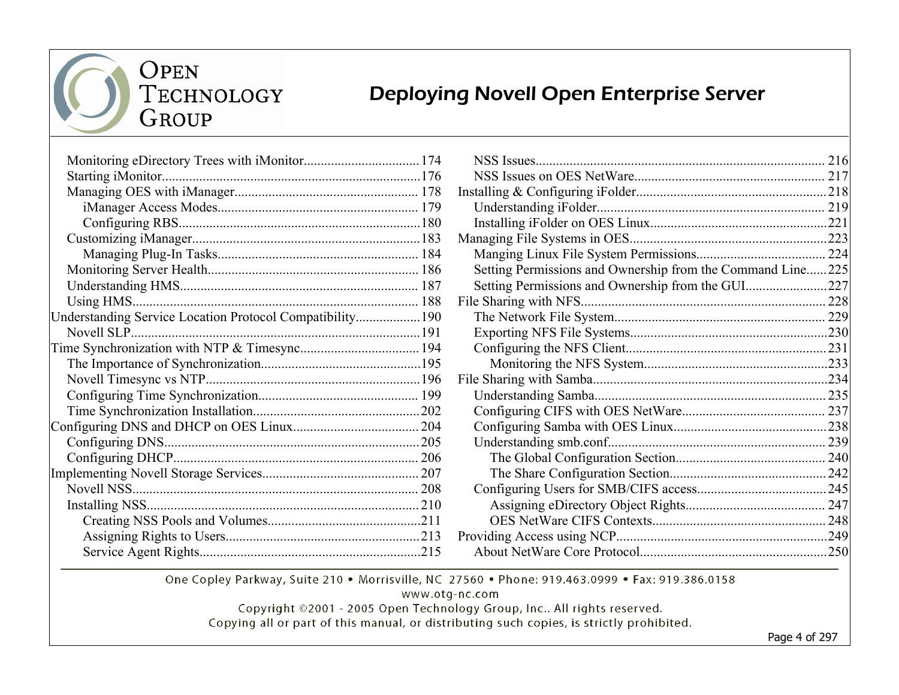- Monitoring eDirectory Trees with iMonitor ... 174
  - Starting iMonitor ... 176
  - Managing OES with iManager ... 178
    - iManager Access Modes ... 179
    - Configuring RBS ... 180
  - Customizing iManager ... 183
    - Managing Plug-In Tasks ... 184
  - Monitoring Server Health ... 186
  - Understanding HMS ... 187
  - Using HMS ... 188
- Understanding Service Location Protocol Compatibility ... 190
  - Novell SLP ... 191
- Time Synchronization with NTP & Timesync ... 194
  - The Importance of Synchronization ... 195
  - Novell Timesync vs NTP ... 196
  - Configuring Time Synchronization ... 199
  - Time Synchronization Installation ... 202
- Configuring DNS and DHCP on OES Linux ... 204
  - Configuring DNS ... 205
  - Configuring DHCP ... 206
- Implementing Novell Storage Services ... 207
  - Novell NSS ... 208
  - Installing NSS ... 210
    - Creating NSS Pools and Volumes ... 211
    - Assigning Rights to Users ... 213
    - Service Agent Rights ... 215
  - NSS Issues ... 216
  - NSS Issues on OES NetWare ... 217
- Installing & Configuring iFolder ... 218
  - Understanding iFolder ... 219
  - Installing iFolder on OES Linux ... 221
- Managing File Systems in OES ... 223
  - Manging Linux File System Permissions ... 224
  - Setting Permissions and Ownership from the Command Line ... 225
  - Setting Permissions and Ownership from the GUI ... 227
- File Sharing with NFS ... 228
  - The Network File System ... 229
  - Exporting NFS File Systems ... 230
  - Configuring the NFS Client ... 231
    - Monitoring the NFS System ... 233
- File Sharing with Samba ... 234
  - Understanding Samba ... 235
  - Configuring CIFS with OES NetWare ... 237
  - Configuring Samba with OES Linux ... 238
  - Understanding smb.conf ... 239
    - The Global Configuration Section ... 240
    - The Share Configuration Section ... 242
  - Configuring Users for SMB/CIFS access ... 245
    - Assigning eDirectory Object Rights ... 247
    - OES NetWare CIFS Contexts ... 248
- Providing Access using NCP ... 249
  - About NetWare Core Protocol ... 250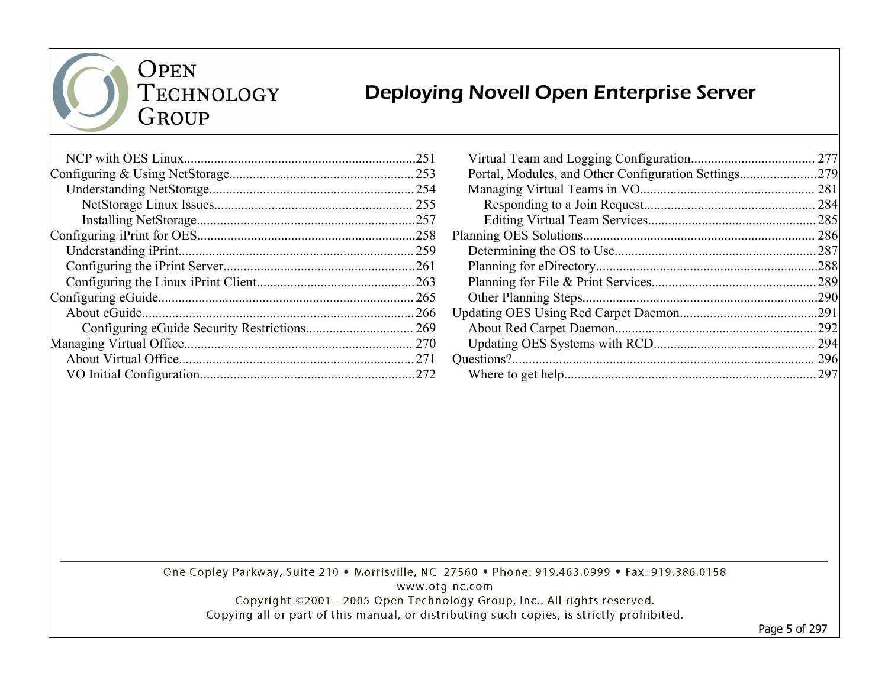NCP with OES Linux....................................................................251
Configuring & Using NetStorage......................................................253
Understanding NetStorage............................................................254
NetStorage Linux Issues.......................................................... 255
Installing NetStorage................................................................257
Configuring iPrint for OES................................................................258
Understanding iPrint..................................................................... 259
Configuring the iPrint Server.........................................................261
Configuring the Linux iPrint Client..............................................263
Configuring eGuide........................................................................... 265
About eGuide................................................................................ 266
Configuring eGuide Security Restrictions............................... 269
Managing Virtual Office................................................................... 270
About Virtual Office.....................................................................271
VO Initial Configuration...............................................................272
Virtual Team and Logging Configuration.................................... 277
Portal, Modules, and Other Configuration Settings.......................279
Managing Virtual Teams in VO................................................... 281
Responding to a Join Request.................................................. 284
Editing Virtual Team Services.................................................. 285
Planning OES Solutions.................................................................... 286
Determining the OS to Use............................................................287
Planning for eDirectory.................................................................288
Planning for File & Print Services................................................289
Other Planning Steps.....................................................................290
Updating OES Using Red Carpet Daemon.........................................291
About Red Carpet Daemon............................................................292
Updating OES Systems with RCD............................................... 294
Questions?......................................................................................... 296
Where to get help...........................................................................297